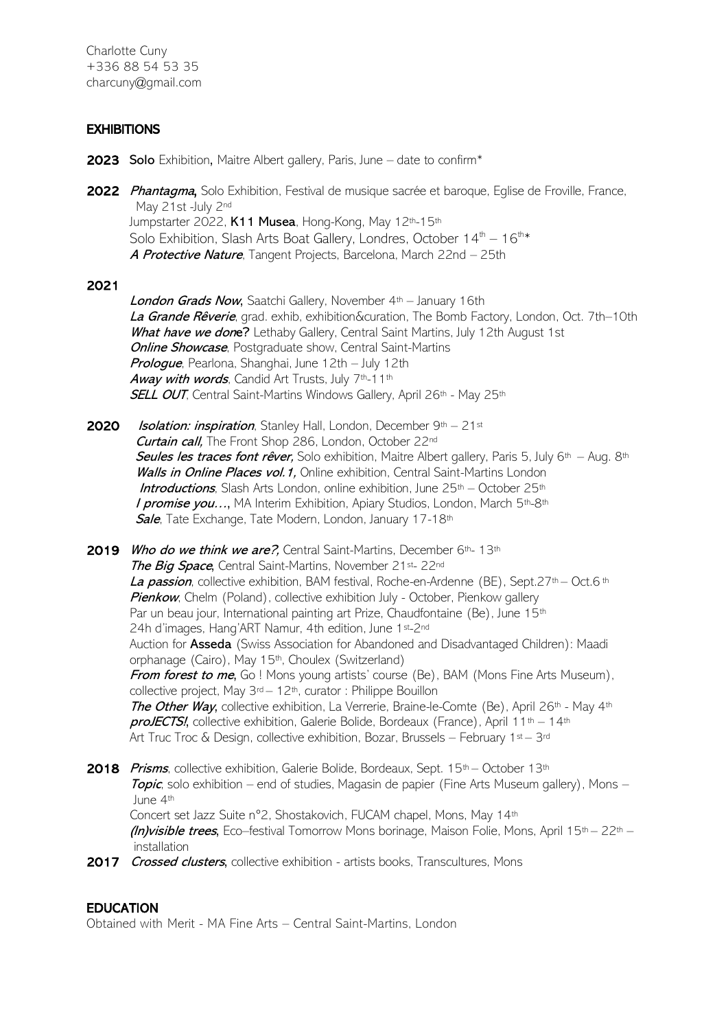Charlotte Cuny
+336 88 54 53 35
charcuny@gmail.com

## EXHIBITIONS

**2023** **Solo** Exhibition**,** Maitre Albert gallery, Paris, June – date to confirm*

**2022** ***Phantagma*****,** Solo Exhibition, Festival de musique sacrée et baroque, Eglise de Froville, France, May 21st -July 2nd
Jumpstarter 2022, **K11 Musea**, Hong-Kong, May 12th-15th
Solo Exhibition, Slash Arts Boat Gallery, Londres, October 14th – 16th*
***A Protective Nature***, Tangent Projects, Barcelona, March 22nd – 25th

**2021**
***London Grads Now*****,** Saatchi Gallery, November 4th – January 16th
***La Grande Rêverie***, grad. exhib, exhibition&curation, The Bomb Factory, London, Oct. 7th–10th
***What have we done?*** Lethaby Gallery, Central Saint Martins, July 12th August 1st
***Online Showcase***, Postgraduate show, Central Saint-Martins
***Prologue***, Pearlona, Shanghai, June 12th – July 12th
***Away with words***, Candid Art Trusts, July 7th-11th
***SELL OUT***, Central Saint-Martins Windows Gallery, April 26th - May 25th

**2020** ***Isolation: inspiration***, Stanley Hall, London, December 9th – 21st
***Curtain call,*** The Front Shop 286, London, October 22nd
***Seules les traces font rêver,*** Solo exhibition, Maitre Albert gallery, Paris 5, July 6th – Aug. 8th
***Walls in Online Places vol.1,*** Online exhibition, Central Saint-Martins London
***Introductions***, Slash Arts London, online exhibition, June 25th – October 25th
***I promise you…*****,** MA Interim Exhibition, Apiary Studios, London, March 5th-8th
***Sale***, Tate Exchange, Tate Modern, London, January 17-18th

**2019** ***Who do we think we are?***, Central Saint-Martins, December 6th- 13th
***The Big Space*****,** Central Saint-Martins, November 21st- 22nd
***La passion***, collective exhibition, BAM festival, Roche-en-Ardenne (BE), Sept.27th – Oct.6th
***Pienkow***, Chelm (Poland), collective exhibition July - October, Pienkow gallery
Par un beau jour, International painting art Prize, Chaudfontaine (Be), June 15th
24h d'images, Hang'ART Namur, 4th edition, June 1st-2nd
Auction for **Asseda** (Swiss Association for Abandoned and Disadvantaged Children): Maadi orphanage (Cairo), May 15th, Choulex (Switzerland)
***From forest to me*****,** Go ! Mons young artists' course (Be), BAM (Mons Fine Arts Museum), collective project, May 3rd – 12th, curator : Philippe Bouillon
***The Other Way*****,** collective exhibition, La Verrerie, Braine-le-Comte (Be), April 26th - May 4th
***proJECTS!*****,** collective exhibition, Galerie Bolide, Bordeaux (France), April 11th – 14th
Art Truc Troc & Design, collective exhibition, Bozar, Brussels – February 1st – 3rd

**2018** ***Prisms***, collective exhibition, Galerie Bolide, Bordeaux, Sept. 15th – October 13th
***Topic***, solo exhibition – end of studies, Magasin de papier (Fine Arts Museum gallery), Mons – June 4th
Concert set Jazz Suite n°2, Shostakovich, FUCAM chapel, Mons, May 14th
***(In)visible trees*****,** Eco–festival Tomorrow Mons borinage, Maison Folie, Mons, April 15th – 22th – installation

**2017** ***Crossed clusters*****,** collective exhibition - artists books, Transcultures, Mons

## EDUCATION

Obtained with Merit - MA Fine Arts – Central Saint-Martins, London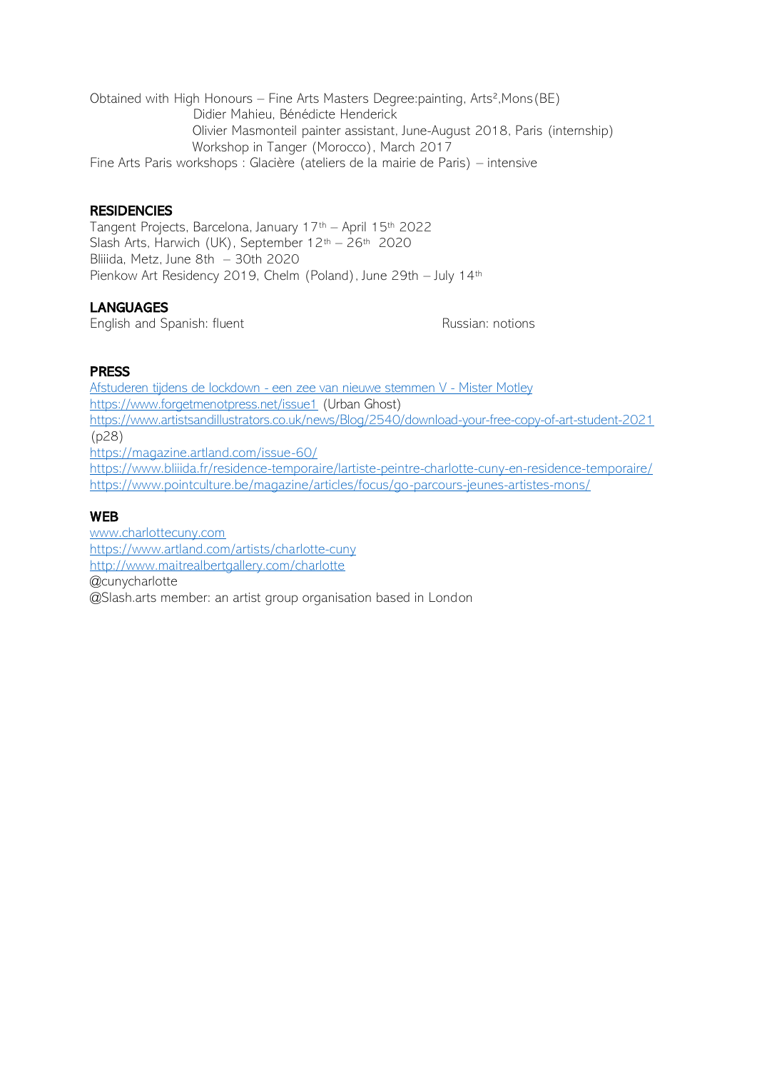Obtained with High Honours – Fine Arts Masters Degree:painting, Arts²,Mons(BE)
Didier Mahieu, Bénédicte Henderick
Olivier Masmonteil painter assistant, June-August 2018, Paris (internship)
Workshop in Tanger (Morocco), March 2017
Fine Arts Paris workshops : Glacière (ateliers de la mairie de Paris) – intensive

**RESIDENCIES**

Tangent Projects, Barcelona, January 17th – April 15th 2022
Slash Arts, Harwich (UK), September 12th – 26th 2020
Bliiida, Metz, June 8th – 30th 2020
Pienkow Art Residency 2019, Chelm (Poland), June 29th – July 14th

**LANGUAGES**

English and Spanish: fluent
Russian: notions

**PRESS**

Afstuderen tijdens de lockdown - een zee van nieuwe stemmen V - Mister Motley
https://www.forgetmenotpress.net/issue1 (Urban Ghost)
https://www.artistsandillustrators.co.uk/news/Blog/2540/download-your-free-copy-of-art-student-2021 (p28)
https://magazine.artland.com/issue-60/
https://www.bliiida.fr/residence-temporaire/lartiste-peintre-charlotte-cuny-en-residence-temporaire/
https://www.pointculture.be/magazine/articles/focus/go-parcours-jeunes-artistes-mons/

**WEB**

www.charlottecuny.com
https://www.artland.com/artists/charlotte-cuny
http://www.maitrealbertgallery.com/charlotte
@cunycharlotte
@Slash.arts member: an artist group organisation based in London